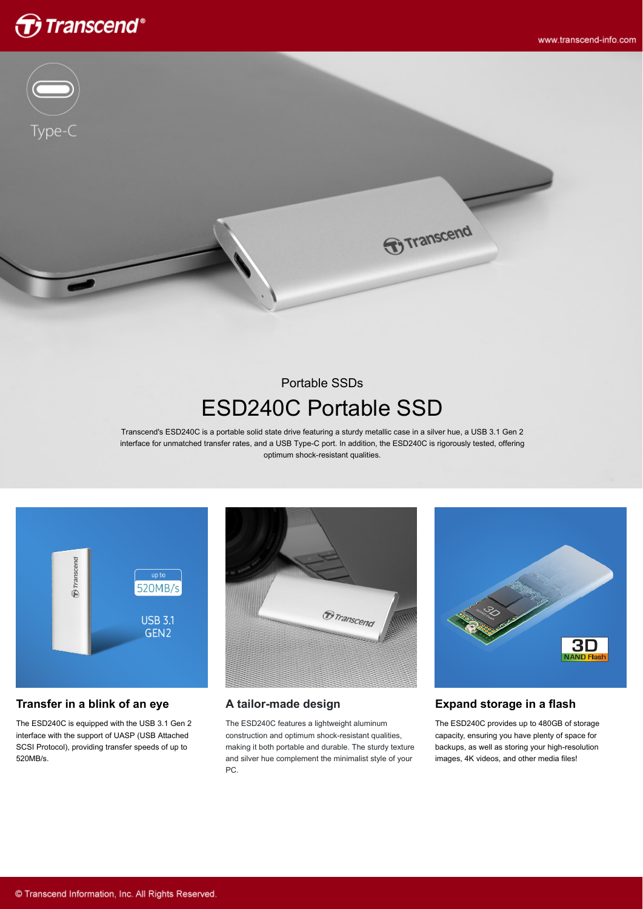Portable SSDs

# ESD240C Portable SSD

Transcend's ESD240C is a portable solid state drive featuring a sturdy metallic case in a silver hue, a USB 3.1 Gen 2 interface for unmatched transfer rates, and a USB Type-C port. In addition, the ESD240C is rigorously tested, offering optimum shock-resistant qualities.

## Transfer in a blink of an eye

The ESD240C is equipped with the USB 3.1 Gen 2 interface with the support of UASP (USB Attached SCSI Protocol), providing transfer speeds of up to 520MB/s.

## A tailor-made design

The ESD240C features a lightweight aluminum construction and optimum shock-resistant qualities, making it both portable and durable. The sturdy texture and silver hue complement the minimalist style of your PC.

## Expand storage in a flash

The ESD240C provides up to 480GB of storage capacity, ensuring you have plenty of space for backups, as well as storing your high-resolution images, 4K videos, and other media files!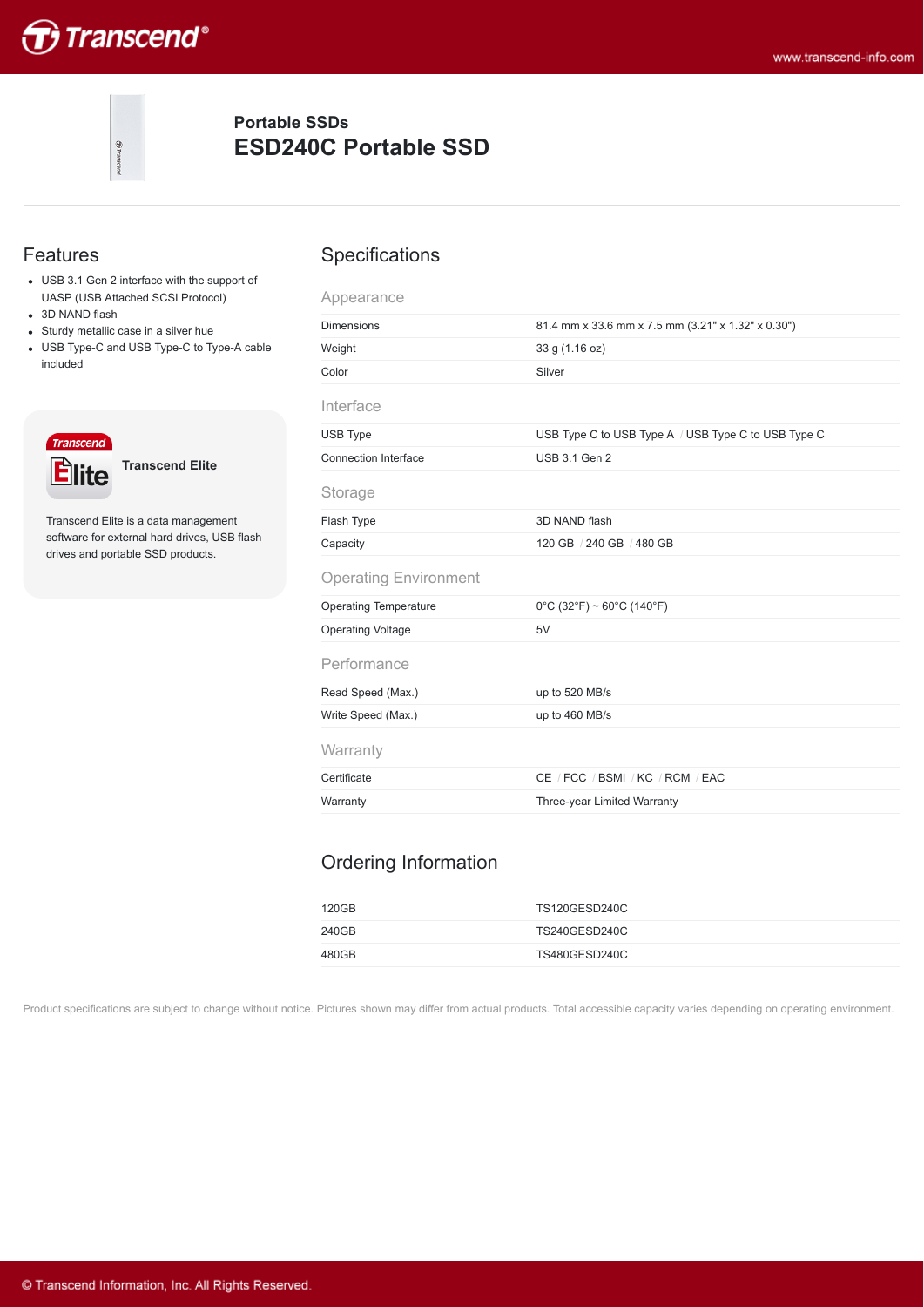## Portable SSDs

# ESD240C Portable SSD

## Features

- USB 3.1 Gen 2 interface with the support of UASP (USB Attached SCSI Protocol)
- 3D NAND flash
- Sturdy metallic case in a silver hue
- USB Type-C and USB Type-C to Type-A cable included

**Transcend Elite**

Transcend Elite is a data management software for external hard drives, USB flash drives and portable SSD products.

## Specifications

### Appearance

| | |
|---|---|
| Dimensions | 81.4 mm x 33.6 mm x 7.5 mm (3.21" x 1.32" x 0.30") |
| Weight | 33 g (1.16 oz) |
| Color | Silver |

### Interface

| | |
|---|---|
| USB Type | USB Type C to USB Type A / USB Type C to USB Type C |
| Connection Interface | USB 3.1 Gen 2 |

### Storage

| | |
|---|---|
| Flash Type | 3D NAND flash |
| Capacity | 120 GB / 240 GB / 480 GB |

### Operating Environment

| | |
|---|---|
| Operating Temperature | 0°C (32°F) ~ 60°C (140°F) |
| Operating Voltage | 5V |

### Performance

| | |
|---|---|
| Read Speed (Max.) | up to 520 MB/s |
| Write Speed (Max.) | up to 460 MB/s |

### Warranty

| | |
|---|---|
| Certificate | CE / FCC / BSMI / KC / RCM / EAC |
| Warranty | Three-year Limited Warranty |

## Ordering Information

| | |
|---|---|
| 120GB | TS120GESD240C |
| 240GB | TS240GESD240C |
| 480GB | TS480GESD240C |

Product specifications are subject to change without notice. Pictures shown may differ from actual products. Total accessible capacity varies depending on operating environment.